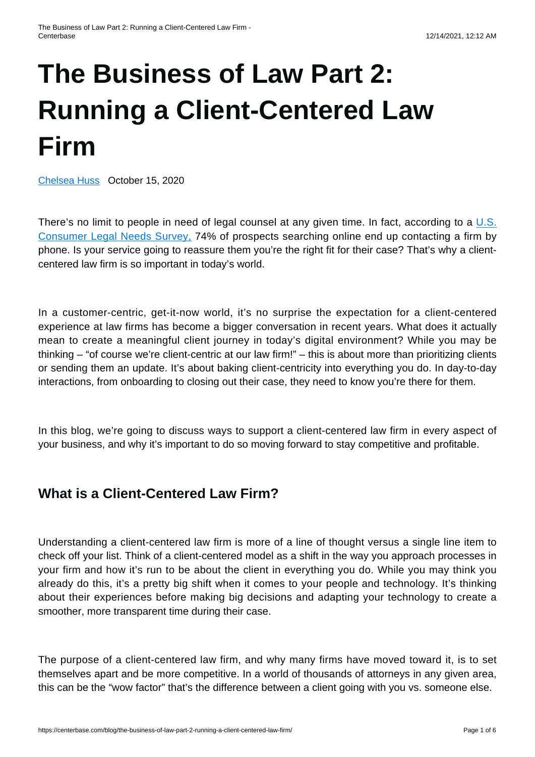# The Business of Law Part 2: Running a Client-Centered Law Firm

[Chelsea Huss](#) October 15, 2020

There's no limit to people in need of legal counsel at any given time. In fact, according to a [U.S. Consumer Legal Needs Survey,](#) 74% of prospects searching online end up contacting a firm by phone. Is your service going to reassure them you're the right fit for their case? That's why a client-centered law firm is so important in today's world.

In a customer-centric, get-it-now world, it's no surprise the expectation for a client-centered experience at law firms has become a bigger conversation in recent years. What does it actually mean to create a meaningful client journey in today's digital environment? While you may be thinking – "of course we're client-centric at our law firm!" – this is about more than prioritizing clients or sending them an update. It's about baking client-centricity into everything you do. In day-to-day interactions, from onboarding to closing out their case, they need to know you're there for them.

In this blog, we're going to discuss ways to support a client-centered law firm in every aspect of your business, and why it's important to do so moving forward to stay competitive and profitable.

## What is a Client-Centered Law Firm?

Understanding a client-centered law firm is more of a line of thought versus a single line item to check off your list. Think of a client-centered model as a shift in the way you approach processes in your firm and how it's run to be about the client in everything you do. While you may think you already do this, it's a pretty big shift when it comes to your people and technology. It's thinking about their experiences before making big decisions and adapting your technology to create a smoother, more transparent time during their case.

The purpose of a client-centered law firm, and why many firms have moved toward it, is to set themselves apart and be more competitive. In a world of thousands of attorneys in any given area, this can be the "wow factor" that's the difference between a client going with you vs. someone else.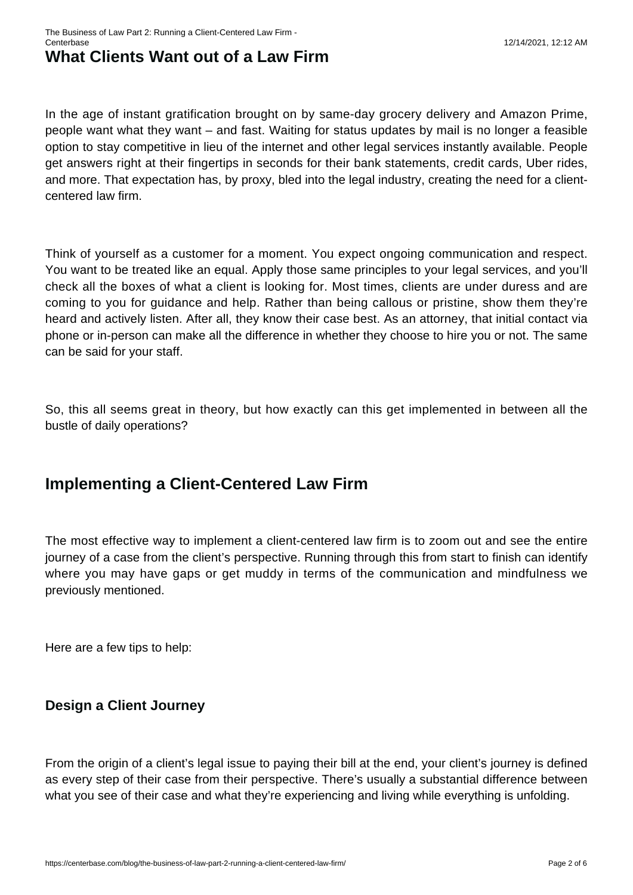## What Clients Want out of a Law Firm

In the age of instant gratification brought on by same-day grocery delivery and Amazon Prime, people want what they want – and fast. Waiting for status updates by mail is no longer a feasible option to stay competitive in lieu of the internet and other legal services instantly available. People get answers right at their fingertips in seconds for their bank statements, credit cards, Uber rides, and more. That expectation has, by proxy, bled into the legal industry, creating the need for a client-centered law firm.

Think of yourself as a customer for a moment. You expect ongoing communication and respect. You want to be treated like an equal. Apply those same principles to your legal services, and you'll check all the boxes of what a client is looking for. Most times, clients are under duress and are coming to you for guidance and help. Rather than being callous or pristine, show them they're heard and actively listen. After all, they know their case best. As an attorney, that initial contact via phone or in-person can make all the difference in whether they choose to hire you or not. The same can be said for your staff.

So, this all seems great in theory, but how exactly can this get implemented in between all the bustle of daily operations?

## Implementing a Client-Centered Law Firm

The most effective way to implement a client-centered law firm is to zoom out and see the entire journey of a case from the client's perspective. Running through this from start to finish can identify where you may have gaps or get muddy in terms of the communication and mindfulness we previously mentioned.

Here are a few tips to help:

### Design a Client Journey

From the origin of a client's legal issue to paying their bill at the end, your client's journey is defined as every step of their case from their perspective. There's usually a substantial difference between what you see of their case and what they're experiencing and living while everything is unfolding.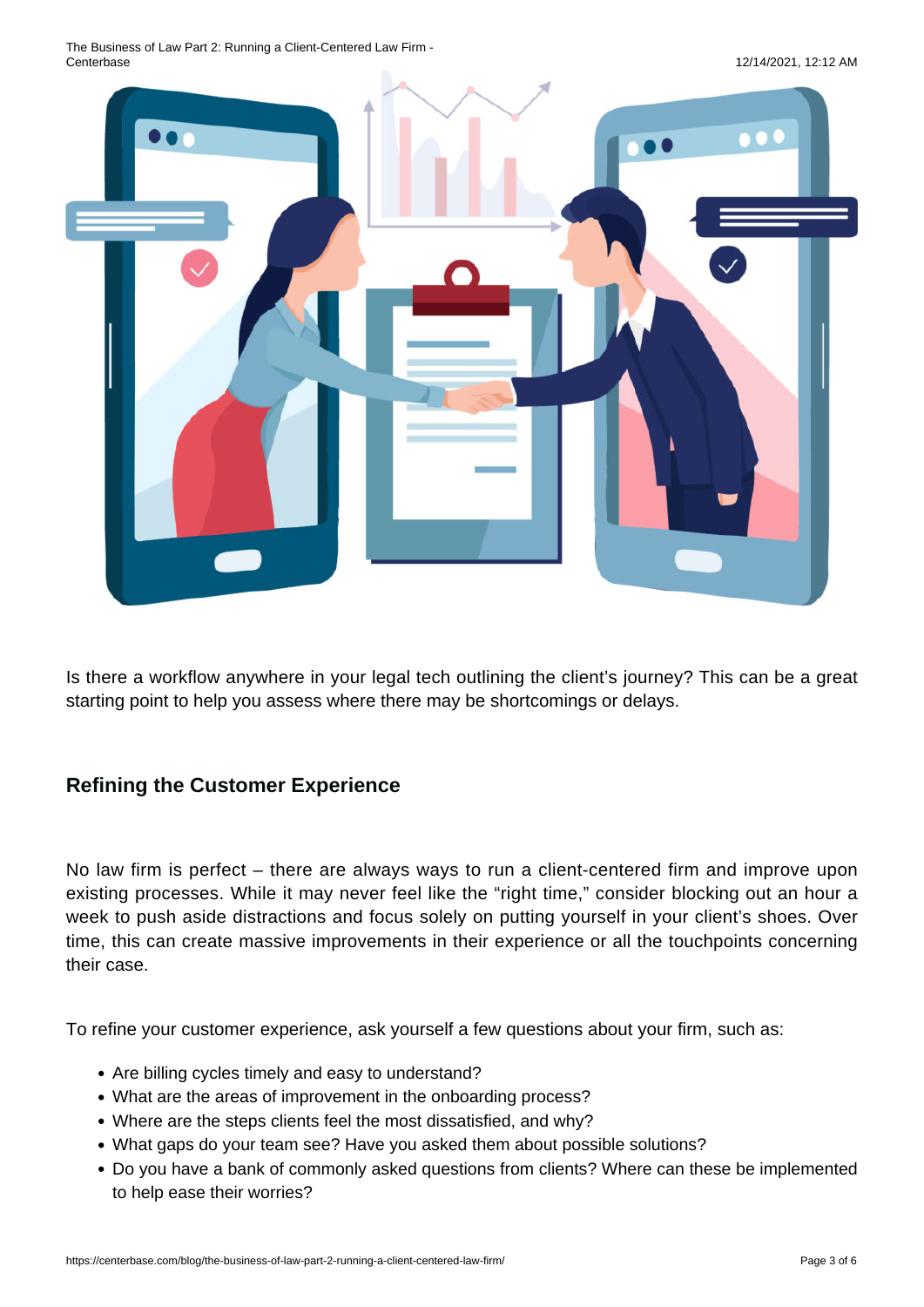Is there a workflow anywhere in your legal tech outlining the client's journey? This can be a great starting point to help you assess where there may be shortcomings or delays.

## Refining the Customer Experience

No law firm is perfect – there are always ways to run a client-centered firm and improve upon existing processes. While it may never feel like the "right time," consider blocking out an hour a week to push aside distractions and focus solely on putting yourself in your client's shoes. Over time, this can create massive improvements in their experience or all the touchpoints concerning their case.

To refine your customer experience, ask yourself a few questions about your firm, such as:

- Are billing cycles timely and easy to understand?
- What are the areas of improvement in the onboarding process?
- Where are the steps clients feel the most dissatisfied, and why?
- What gaps do your team see? Have you asked them about possible solutions?
- Do you have a bank of commonly asked questions from clients? Where can these be implemented to help ease their worries?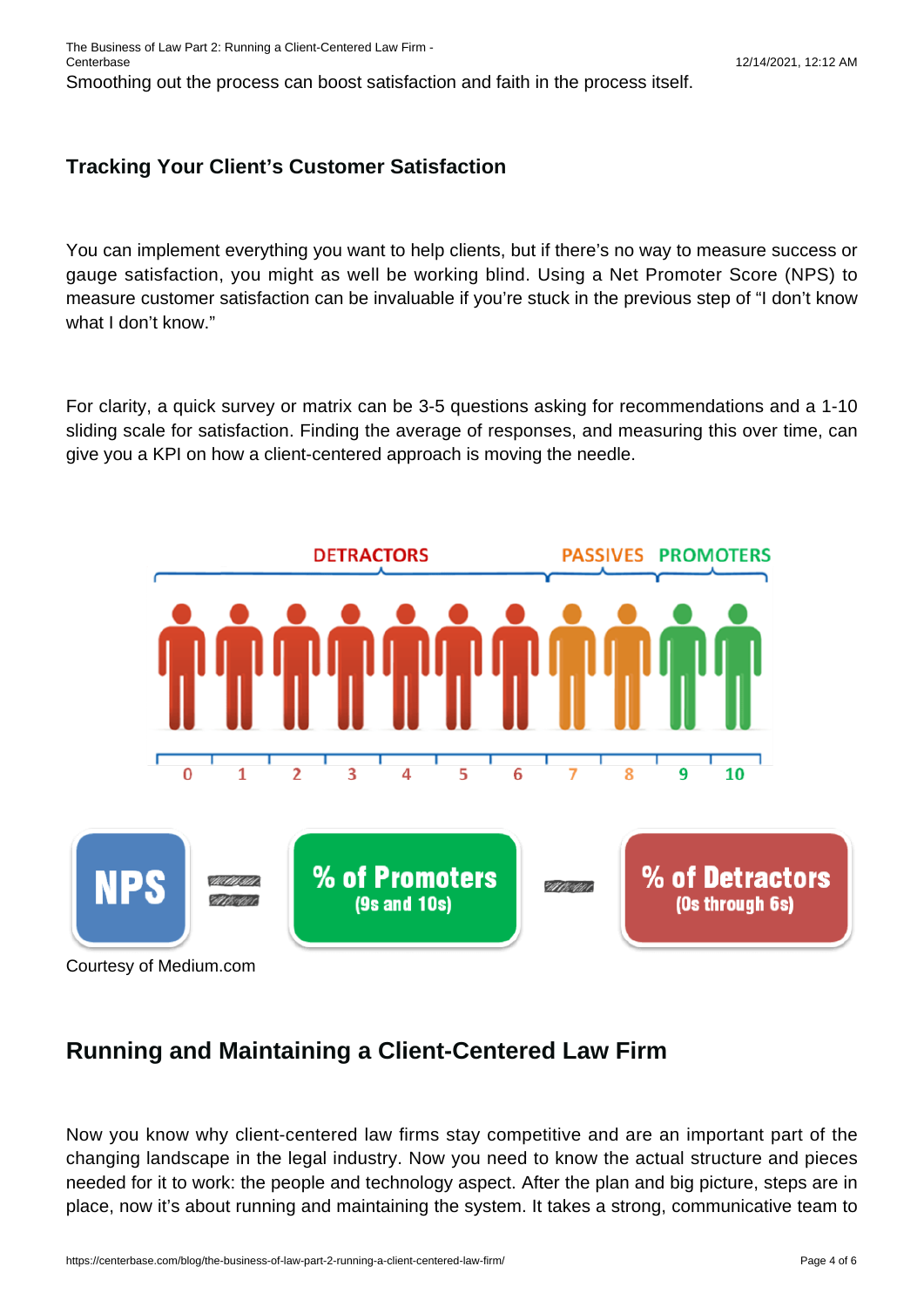Smoothing out the process can boost satisfaction and faith in the process itself.

### Tracking Your Client's Customer Satisfaction

You can implement everything you want to help clients, but if there's no way to measure success or gauge satisfaction, you might as well be working blind. Using a Net Promoter Score (NPS) to measure customer satisfaction can be invaluable if you're stuck in the previous step of "I don't know what I don't know."

For clarity, a quick survey or matrix can be 3-5 questions asking for recommendations and a 1-10 sliding scale for satisfaction. Finding the average of responses, and measuring this over time, can give you a KPI on how a client-centered approach is moving the needle.

Courtesy of Medium.com

## Running and Maintaining a Client-Centered Law Firm

Now you know why client-centered law firms stay competitive and are an important part of the changing landscape in the legal industry. Now you need to know the actual structure and pieces needed for it to work: the people and technology aspect. After the plan and big picture, steps are in place, now it's about running and maintaining the system. It takes a strong, communicative team to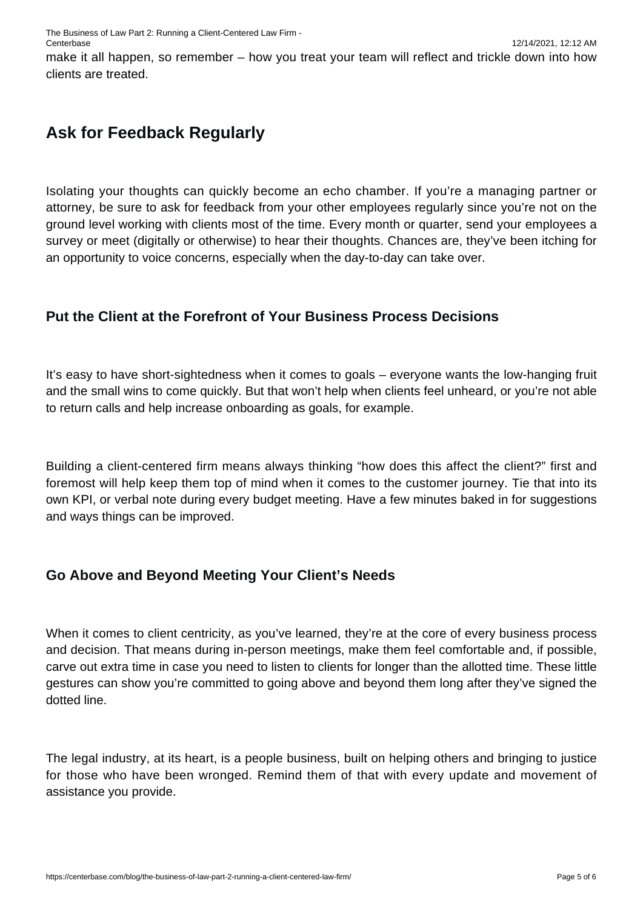make it all happen, so remember – how you treat your team will reflect and trickle down into how clients are treated.

## Ask for Feedback Regularly

Isolating your thoughts can quickly become an echo chamber. If you're a managing partner or attorney, be sure to ask for feedback from your other employees regularly since you're not on the ground level working with clients most of the time. Every month or quarter, send your employees a survey or meet (digitally or otherwise) to hear their thoughts. Chances are, they've been itching for an opportunity to voice concerns, especially when the day-to-day can take over.

### Put the Client at the Forefront of Your Business Process Decisions

It's easy to have short-sightedness when it comes to goals – everyone wants the low-hanging fruit and the small wins to come quickly. But that won't help when clients feel unheard, or you're not able to return calls and help increase onboarding as goals, for example.

Building a client-centered firm means always thinking "how does this affect the client?" first and foremost will help keep them top of mind when it comes to the customer journey. Tie that into its own KPI, or verbal note during every budget meeting. Have a few minutes baked in for suggestions and ways things can be improved.

### Go Above and Beyond Meeting Your Client's Needs

When it comes to client centricity, as you've learned, they're at the core of every business process and decision. That means during in-person meetings, make them feel comfortable and, if possible, carve out extra time in case you need to listen to clients for longer than the allotted time. These little gestures can show you're committed to going above and beyond them long after they've signed the dotted line.

The legal industry, at its heart, is a people business, built on helping others and bringing to justice for those who have been wronged. Remind them of that with every update and movement of assistance you provide.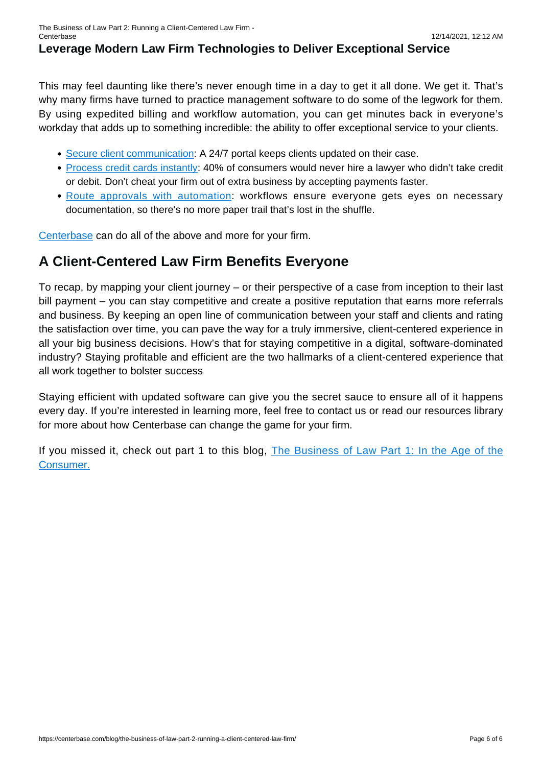### Leverage Modern Law Firm Technologies to Deliver Exceptional Service

This may feel daunting like there's never enough time in a day to get it all done. We get it. That's why many firms have turned to practice management software to do some of the legwork for them. By using expedited billing and workflow automation, you can get minutes back in everyone's workday that adds up to something incredible: the ability to offer exceptional service to your clients.

- Secure client communication: A 24/7 portal keeps clients updated on their case.
- Process credit cards instantly: 40% of consumers would never hire a lawyer who didn't take credit or debit. Don't cheat your firm out of extra business by accepting payments faster.
- Route approvals with automation: workflows ensure everyone gets eyes on necessary documentation, so there's no more paper trail that's lost in the shuffle.

Centerbase can do all of the above and more for your firm.

## A Client-Centered Law Firm Benefits Everyone

To recap, by mapping your client journey – or their perspective of a case from inception to their last bill payment – you can stay competitive and create a positive reputation that earns more referrals and business. By keeping an open line of communication between your staff and clients and rating the satisfaction over time, you can pave the way for a truly immersive, client-centered experience in all your big business decisions. How's that for staying competitive in a digital, software-dominated industry? Staying profitable and efficient are the two hallmarks of a client-centered experience that all work together to bolster success

Staying efficient with updated software can give you the secret sauce to ensure all of it happens every day. If you're interested in learning more, feel free to contact us or read our resources library for more about how Centerbase can change the game for your firm.

If you missed it, check out part 1 to this blog, The Business of Law Part 1: In the Age of the Consumer.